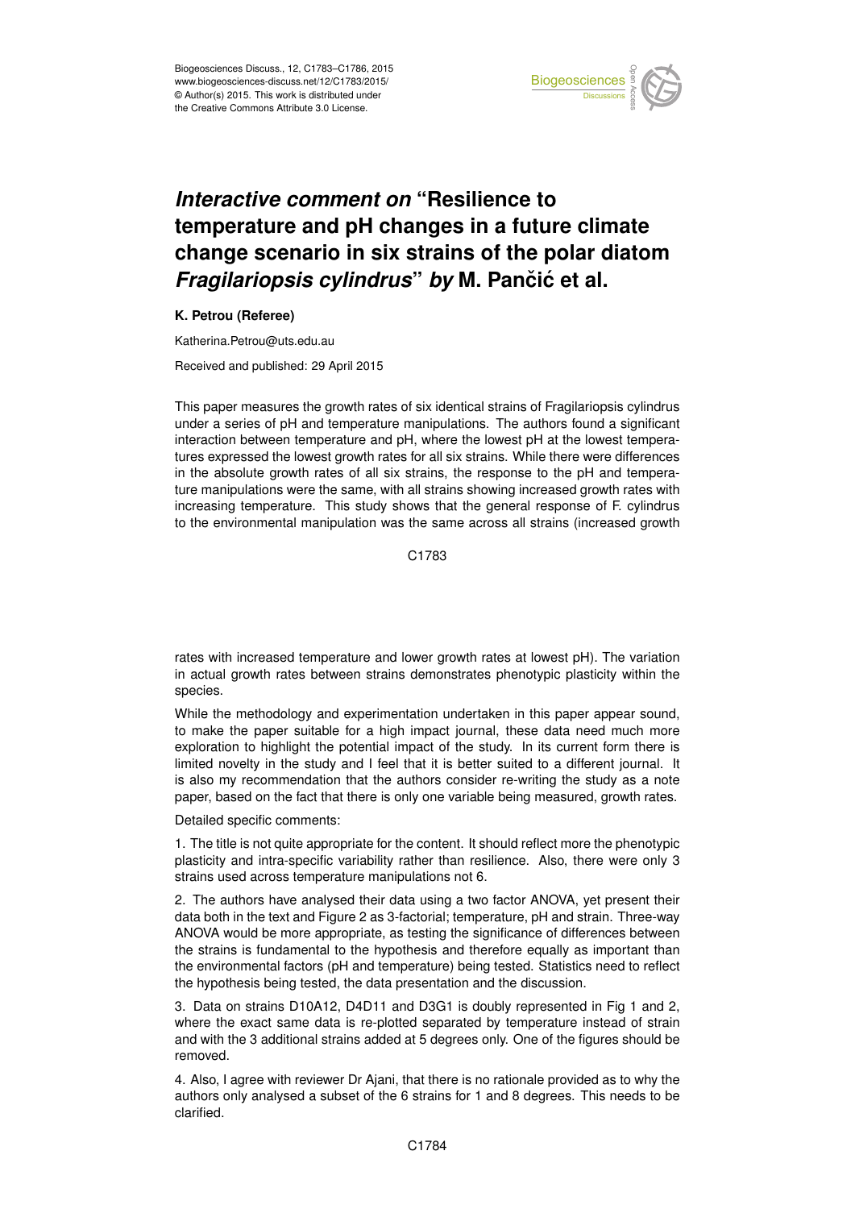# *Interactive comment on* "Resilience to temperature and pH changes in a future climate change scenario in six strains of the polar diatom *Fragilariopsis cylindrus*" *by* M. Pančić et al.

**K. Petrou (Referee)**

Katherina.Petrou@uts.edu.au

Received and published: 29 April 2015

This paper measures the growth rates of six identical strains of Fragilariopsis cylindrus under a series of pH and temperature manipulations. The authors found a significant interaction between temperature and pH, where the lowest pH at the lowest temperatures expressed the lowest growth rates for all six strains. While there were differences in the absolute growth rates of all six strains, the response to the pH and temperature manipulations were the same, with all strains showing increased growth rates with increasing temperature. This study shows that the general response of F. cylindrus to the environmental manipulation was the same across all strains (increased growth rates with increased temperature and lower growth rates at lowest pH). The variation in actual growth rates between strains demonstrates phenotypic plasticity within the species.

While the methodology and experimentation undertaken in this paper appear sound, to make the paper suitable for a high impact journal, these data need much more exploration to highlight the potential impact of the study. In its current form there is limited novelty in the study and I feel that it is better suited to a different journal. It is also my recommendation that the authors consider re-writing the study as a note paper, based on the fact that there is only one variable being measured, growth rates.

Detailed specific comments:

1. The title is not quite appropriate for the content. It should reflect more the phenotypic plasticity and intra-specific variability rather than resilience. Also, there were only 3 strains used across temperature manipulations not 6.

2. The authors have analysed their data using a two factor ANOVA, yet present their data both in the text and Figure 2 as 3-factorial; temperature, pH and strain. Three-way ANOVA would be more appropriate, as testing the significance of differences between the strains is fundamental to the hypothesis and therefore equally as important than the environmental factors (pH and temperature) being tested. Statistics need to reflect the hypothesis being tested, the data presentation and the discussion.

3. Data on strains D10A12, D4D11 and D3G1 is doubly represented in Fig 1 and 2, where the exact same data is re-plotted separated by temperature instead of strain and with the 3 additional strains added at 5 degrees only. One of the figures should be removed.

4. Also, I agree with reviewer Dr Ajani, that there is no rationale provided as to why the authors only analysed a subset of the 6 strains for 1 and 8 degrees. This needs to be clarified.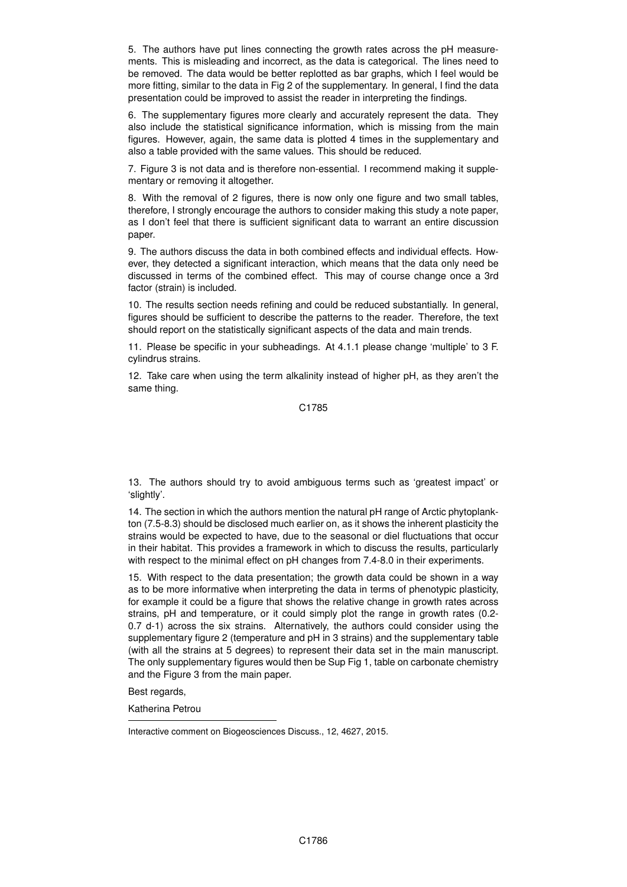5. The authors have put lines connecting the growth rates across the pH measurements. This is misleading and incorrect, as the data is categorical. The lines need to be removed. The data would be better replotted as bar graphs, which I feel would be more fitting, similar to the data in Fig 2 of the supplementary. In general, I find the data presentation could be improved to assist the reader in interpreting the findings.

6. The supplementary figures more clearly and accurately represent the data. They also include the statistical significance information, which is missing from the main figures. However, again, the same data is plotted 4 times in the supplementary and also a table provided with the same values. This should be reduced.

7. Figure 3 is not data and is therefore non-essential. I recommend making it supplementary or removing it altogether.

8. With the removal of 2 figures, there is now only one figure and two small tables, therefore, I strongly encourage the authors to consider making this study a note paper, as I don't feel that there is sufficient significant data to warrant an entire discussion paper.

9. The authors discuss the data in both combined effects and individual effects. However, they detected a significant interaction, which means that the data only need be discussed in terms of the combined effect. This may of course change once a 3rd factor (strain) is included.

10. The results section needs refining and could be reduced substantially. In general, figures should be sufficient to describe the patterns to the reader. Therefore, the text should report on the statistically significant aspects of the data and main trends.

11. Please be specific in your subheadings. At 4.1.1 please change 'multiple' to 3 F. cylindrus strains.

12. Take care when using the term alkalinity instead of higher pH, as they aren't the same thing.

13. The authors should try to avoid ambiguous terms such as 'greatest impact' or 'slightly'.

14. The section in which the authors mention the natural pH range of Arctic phytoplankton (7.5-8.3) should be disclosed much earlier on, as it shows the inherent plasticity the strains would be expected to have, due to the seasonal or diel fluctuations that occur in their habitat. This provides a framework in which to discuss the results, particularly with respect to the minimal effect on pH changes from 7.4-8.0 in their experiments.

15. With respect to the data presentation; the growth data could be shown in a way as to be more informative when interpreting the data in terms of phenotypic plasticity, for example it could be a figure that shows the relative change in growth rates across strains, pH and temperature, or it could simply plot the range in growth rates (0.2-0.7 d-1) across the six strains. Alternatively, the authors could consider using the supplementary figure 2 (temperature and pH in 3 strains) and the supplementary table (with all the strains at 5 degrees) to represent their data set in the main manuscript. The only supplementary figures would then be Sup Fig 1, table on carbonate chemistry and the Figure 3 from the main paper.

Best regards,

Katherina Petrou

---

Interactive comment on Biogeosciences Discuss., 12, 4627, 2015.